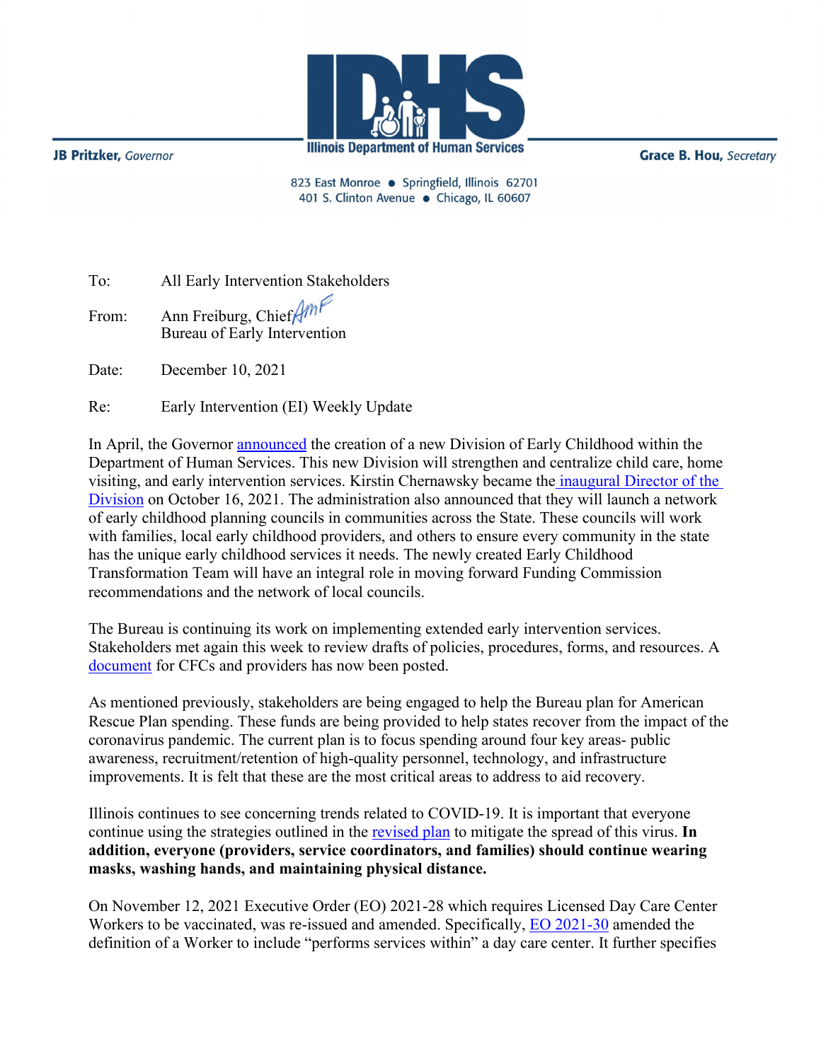JB Pritzker, *Governor*

**Illinois Department of Human Services**

Grace B. Hou, *Secretary*

823 East Monroe • Springfield, Illinois 62701
401 S. Clinton Avenue • Chicago, IL 60607

To: All Early Intervention Stakeholders

From: Ann Freiburg, Chief
Bureau of Early Intervention

Date: December 10, 2021

Re: Early Intervention (EI) Weekly Update

In April, the Governor announced the creation of a new Division of Early Childhood within the Department of Human Services. This new Division will strengthen and centralize child care, home visiting, and early intervention services. Kirstin Chernawsky became the inaugural Director of the Division on October 16, 2021. The administration also announced that they will launch a network of early childhood planning councils in communities across the State. These councils will work with families, local early childhood providers, and others to ensure every community in the state has the unique early childhood services it needs. The newly created Early Childhood Transformation Team will have an integral role in moving forward Funding Commission recommendations and the network of local councils.

The Bureau is continuing its work on implementing extended early intervention services. Stakeholders met again this week to review drafts of policies, procedures, forms, and resources. A document for CFCs and providers has now been posted.

As mentioned previously, stakeholders are being engaged to help the Bureau plan for American Rescue Plan spending. These funds are being provided to help states recover from the impact of the coronavirus pandemic. The current plan is to focus spending around four key areas- public awareness, recruitment/retention of high-quality personnel, technology, and infrastructure improvements. It is felt that these are the most critical areas to address to aid recovery.

Illinois continues to see concerning trends related to COVID-19. It is important that everyone continue using the strategies outlined in the revised plan to mitigate the spread of this virus. **In addition, everyone (providers, service coordinators, and families) should continue wearing masks, washing hands, and maintaining physical distance.**

On November 12, 2021 Executive Order (EO) 2021-28 which requires Licensed Day Care Center Workers to be vaccinated, was re-issued and amended. Specifically, EO 2021-30 amended the definition of a Worker to include "performs services within" a day care center. It further specifies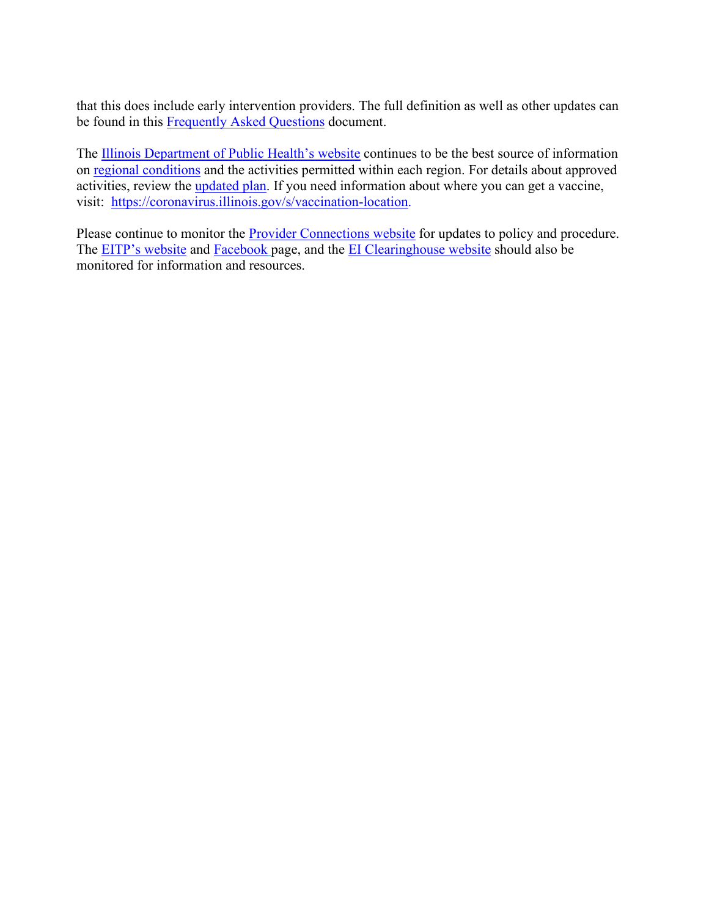that this does include early intervention providers. The full definition as well as other updates can be found in this Frequently Asked Questions document.

The Illinois Department of Public Health's website continues to be the best source of information on regional conditions and the activities permitted within each region. For details about approved activities, review the updated plan. If you need information about where you can get a vaccine, visit: https://coronavirus.illinois.gov/s/vaccination-location.

Please continue to monitor the Provider Connections website for updates to policy and procedure. The EITP's website and Facebook page, and the EI Clearinghouse website should also be monitored for information and resources.